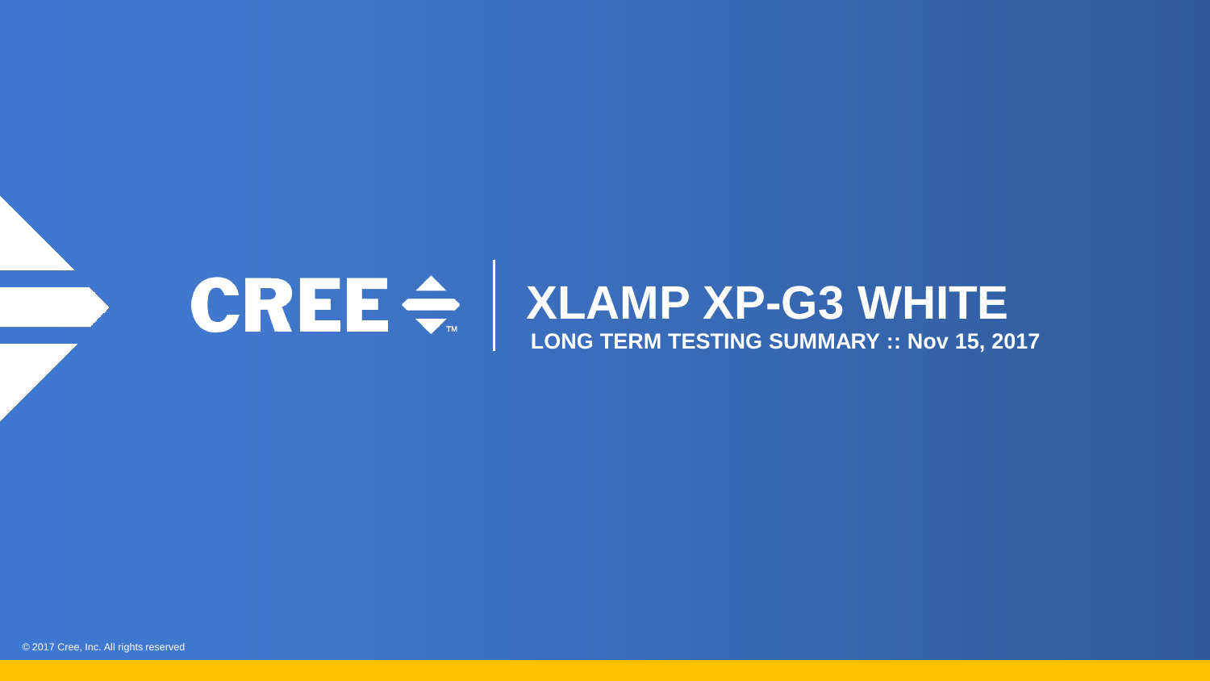CREE

# XLAMP XP-G3 WHITE

## LONG TERM TESTING SUMMARY :: Nov 15, 2017

© 2017 Cree, Inc. All rights reserved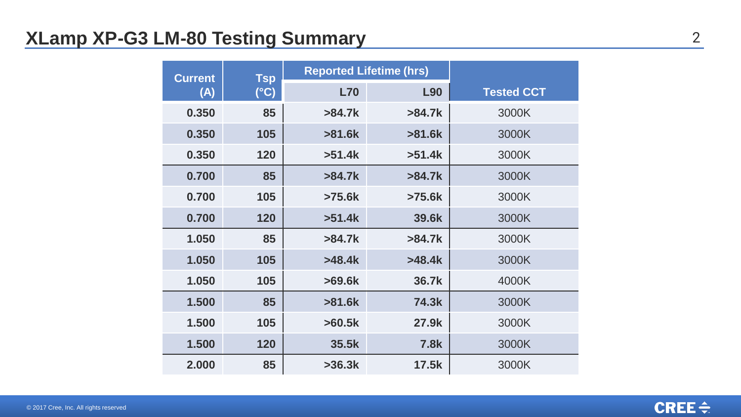# XLamp XP-G3 LM-80 Testing Summary

| Current (A) | Tsp (°C) | Reported Lifetime (hrs) | | Tested CCT |
|---|---|---|---|---|
| | | L70 | L90 | |
| **0.350** | **85** | **>84.7k** | **>84.7k** | 3000K |
| **0.350** | **105** | **>81.6k** | **>81.6k** | 3000K |
| **0.350** | **120** | **>51.4k** | **>51.4k** | 3000K |
| **0.700** | **85** | **>84.7k** | **>84.7k** | 3000K |
| **0.700** | **105** | **>75.6k** | **>75.6k** | 3000K |
| **0.700** | **120** | **>51.4k** | **39.6k** | 3000K |
| **1.050** | **85** | **>84.7k** | **>84.7k** | 3000K |
| **1.050** | **105** | **>48.4k** | **>48.4k** | 3000K |
| **1.050** | **105** | **>69.6k** | **36.7k** | 4000K |
| **1.500** | **85** | **>81.6k** | **74.3k** | 3000K |
| **1.500** | **105** | **>60.5k** | **27.9k** | 3000K |
| **1.500** | **120** | **35.5k** | **7.8k** | 3000K |
| **2.000** | **85** | **>36.3k** | **17.5k** | 3000K |

© 2017 Cree, Inc. All rights reserved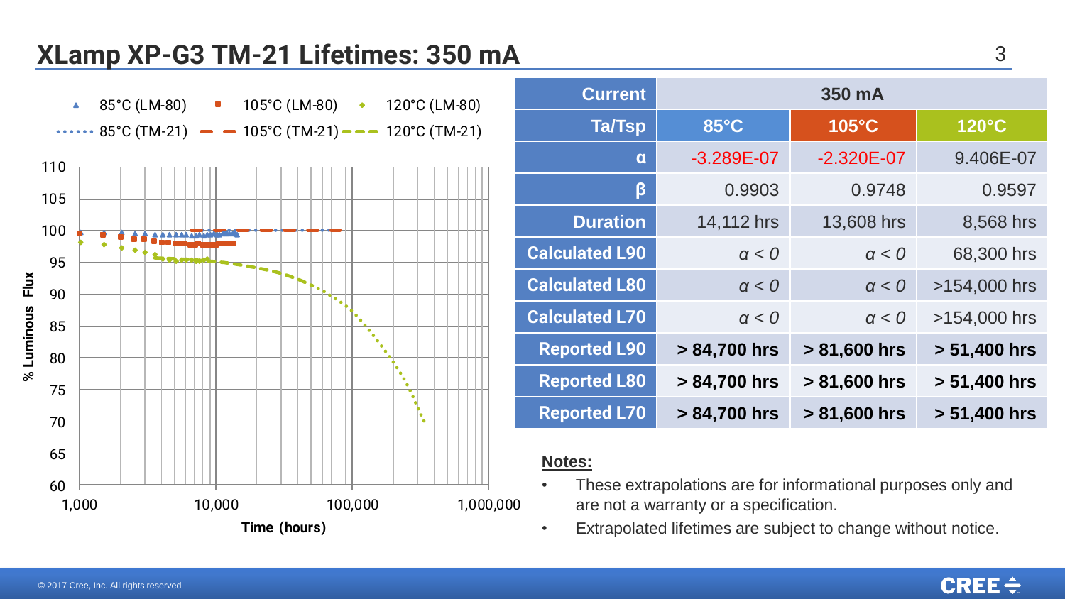## XLamp XP-G3 TM-21 Lifetimes: 350 mA

| Current | 350 mA | | |
|---|---|---|---|
| Ta/Tsp | 85°C | 105°C | 120°C |
| α | -3.289E-07 | -2.320E-07 | 9.406E-07 |
| β | 0.9903 | 0.9748 | 0.9597 |
| Duration | 14,112 hrs | 13,608 hrs | 8,568 hrs |
| Calculated L90 | $\alpha < 0$ | $\alpha < 0$ | 68,300 hrs |
| Calculated L80 | $\alpha < 0$ | $\alpha < 0$ | >154,000 hrs |
| Calculated L70 | $\alpha < 0$ | $\alpha < 0$ | >154,000 hrs |
| **Reported L90** | **> 84,700 hrs** | **> 81,600 hrs** | **> 51,400 hrs** |
| **Reported L80** | **> 84,700 hrs** | **> 81,600 hrs** | **> 51,400 hrs** |
| **Reported L70** | **> 84,700 hrs** | **> 81,600 hrs** | **> 51,400 hrs** |

**Notes:**

- These extrapolations are for informational purposes only and are not a warranty or a specification.
- Extrapolated lifetimes are subject to change without notice.

© 2017 Cree, Inc. All rights reserved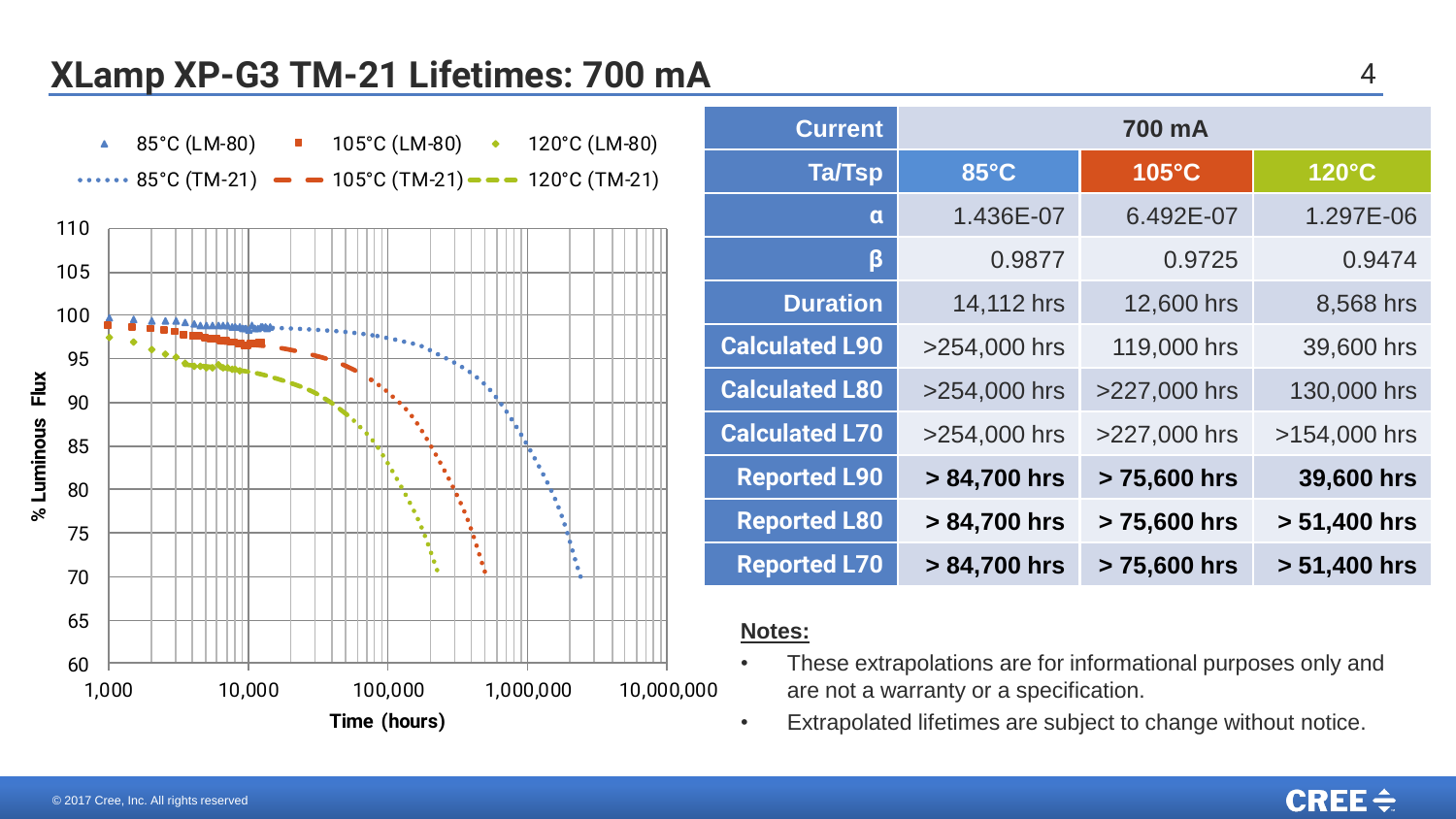# XLamp XP-G3 TM-21 Lifetimes: 700 mA

| Current | 700 mA | | |
|---|---|---|---|
| Ta/Tsp | 85°C | 105°C | 120°C |
| α | 1.436E-07 | 6.492E-07 | 1.297E-06 |
| β | 0.9877 | 0.9725 | 0.9474 |
| Duration | 14,112 hrs | 12,600 hrs | 8,568 hrs |
| Calculated L90 | >254,000 hrs | 119,000 hrs | 39,600 hrs |
| Calculated L80 | >254,000 hrs | >227,000 hrs | 130,000 hrs |
| Calculated L70 | >254,000 hrs | >227,000 hrs | >154,000 hrs |
| Reported L90 | **> 84,700 hrs** | **> 75,600 hrs** | **39,600 hrs** |
| Reported L80 | **> 84,700 hrs** | **> 75,600 hrs** | **> 51,400 hrs** |
| Reported L70 | **> 84,700 hrs** | **> 75,600 hrs** | **> 51,400 hrs** |

**Notes:**

- These extrapolations are for informational purposes only and are not a warranty or a specification.
- Extrapolated lifetimes are subject to change without notice.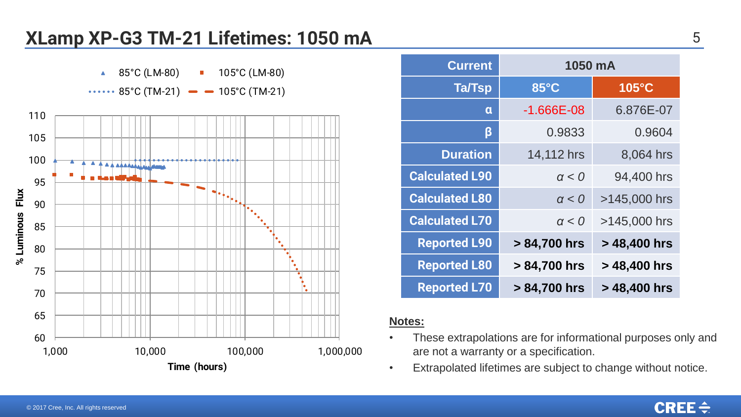# XLamp XP-G3 TM-21 Lifetimes: 1050 mA

| Current | 1050 mA | |
|---|---|---|
| Ta/Tsp | 85°C | 105°C |
| α | -1.666E-08 | 6.876E-07 |
| β | 0.9833 | 0.9604 |
| Duration | 14,112 hrs | 8,064 hrs |
| Calculated L90 | *α < 0* | 94,400 hrs |
| Calculated L80 | *α < 0* | >145,000 hrs |
| Calculated L70 | *α < 0* | >145,000 hrs |
| **Reported L90** | **> 84,700 hrs** | **> 48,400 hrs** |
| **Reported L80** | **> 84,700 hrs** | **> 48,400 hrs** |
| **Reported L70** | **> 84,700 hrs** | **> 48,400 hrs** |

**Notes:**

- These extrapolations are for informational purposes only and are not a warranty or a specification.
- Extrapolated lifetimes are subject to change without notice.

© 2017 Cree, Inc. All rights reserved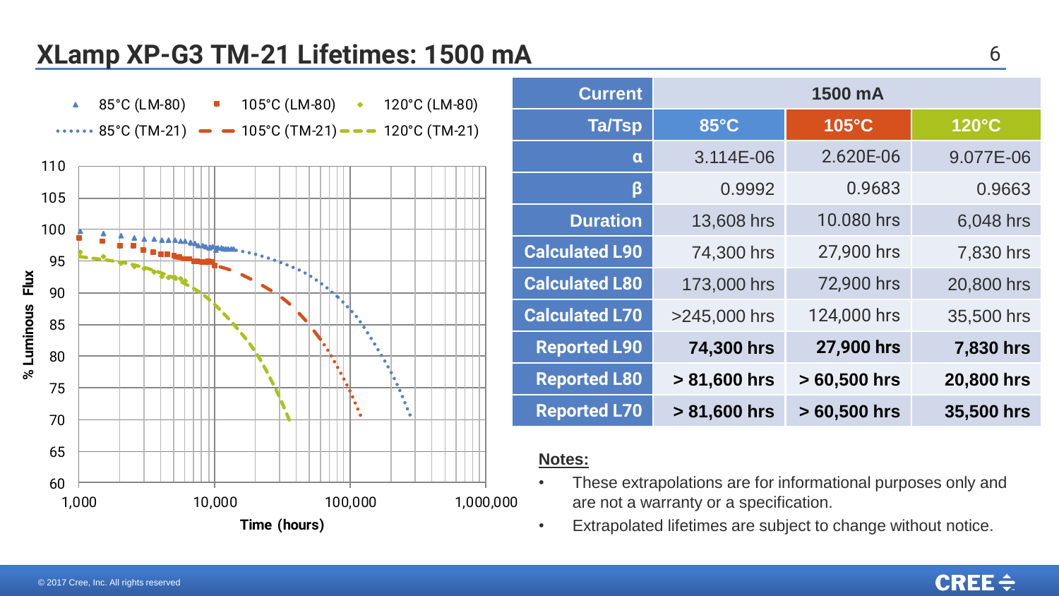# XLamp XP-G3 TM-21 Lifetimes: 1500 mA

| Current | 1500 mA | | |
|---|---|---|---|
| Ta/Tsp | 85°C | 105°C | 120°C |
| α | 3.114E-06 | 2.620E-06 | 9.077E-06 |
| β | 0.9992 | 0.9683 | 0.9663 |
| Duration | 13,608 hrs | 10.080 hrs | 6,048 hrs |
| Calculated L90 | 74,300 hrs | 27,900 hrs | 7,830 hrs |
| Calculated L80 | 173,000 hrs | 72,900 hrs | 20,800 hrs |
| Calculated L70 | >245,000 hrs | 124,000 hrs | 35,500 hrs |
| Reported L90 | **74,300 hrs** | **27,900 hrs** | **7,830 hrs** |
| Reported L80 | **> 81,600 hrs** | **> 60,500 hrs** | **20,800 hrs** |
| Reported L70 | **> 81,600 hrs** | **> 60,500 hrs** | **35,500 hrs** |

**Notes:**

- These extrapolations are for informational purposes only and are not a warranty or a specification.
- Extrapolated lifetimes are subject to change without notice.

© 2017 Cree, Inc. All rights reserved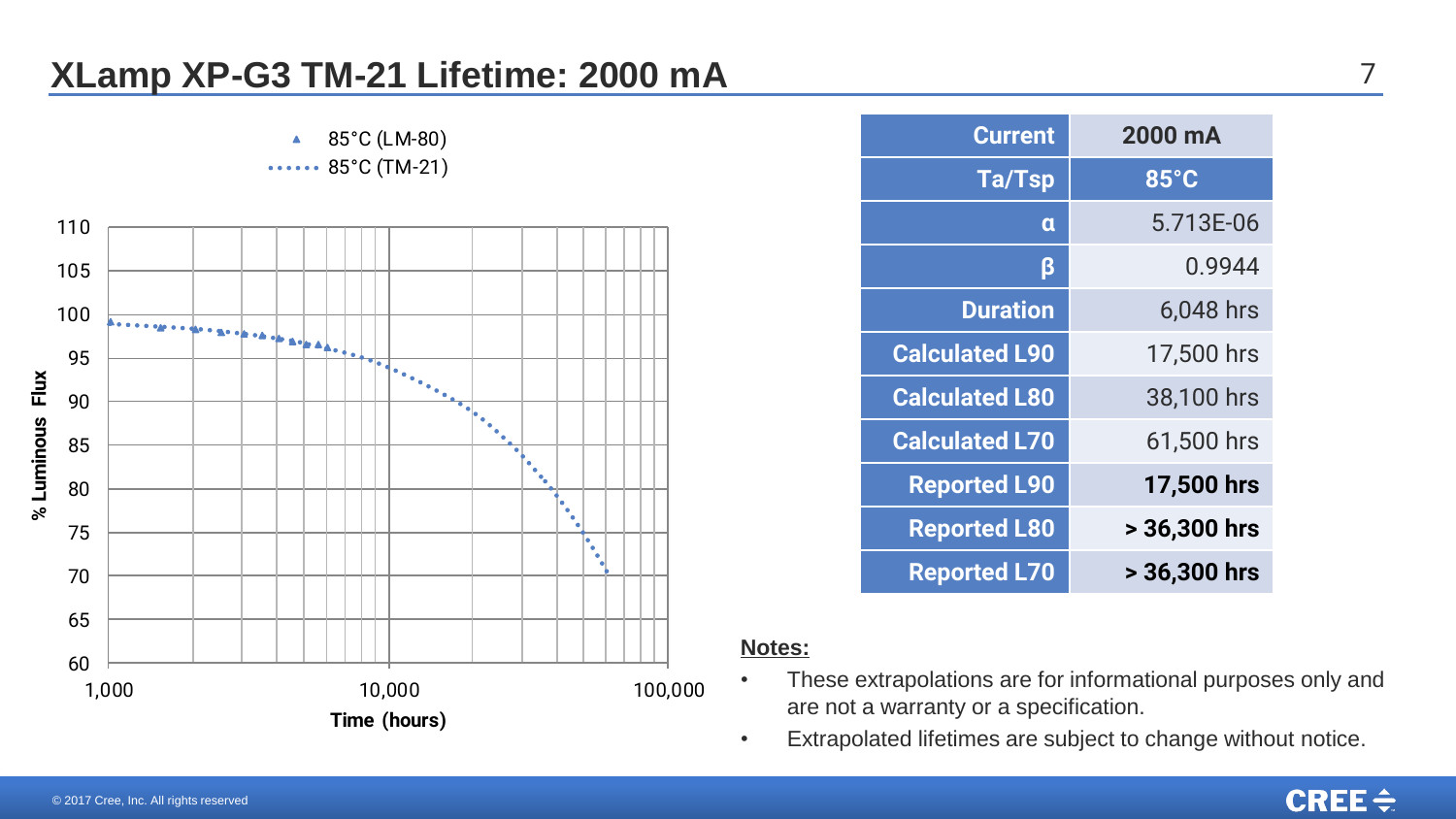# XLamp XP-G3 TM-21 Lifetime: 2000 mA

| Current | 2000 mA |
|---|---|
| Ta/Tsp | 85°C |
| α | 5.713E-06 |
| β | 0.9944 |
| Duration | 6,048 hrs |
| Calculated L90 | 17,500 hrs |
| Calculated L80 | 38,100 hrs |
| Calculated L70 | 61,500 hrs |
| Reported L90 | **17,500 hrs** |
| Reported L80 | **> 36,300 hrs** |
| Reported L70 | **> 36,300 hrs** |

**Notes:**

- These extrapolations are for informational purposes only and are not a warranty or a specification.
- Extrapolated lifetimes are subject to change without notice.

© 2017 Cree, Inc. All rights reserved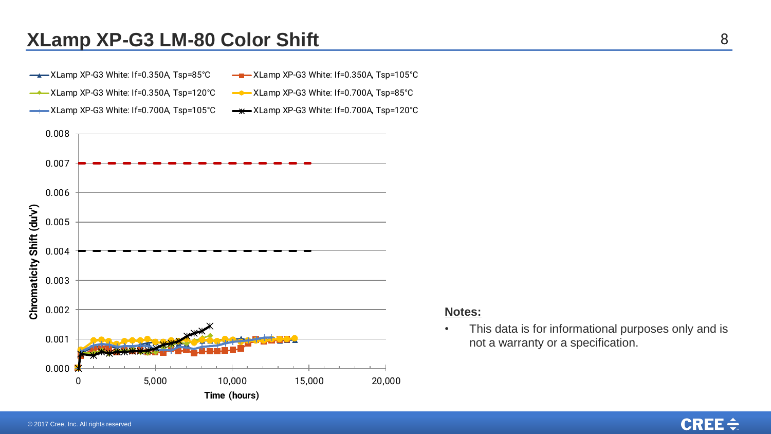# XLamp XP-G3 LM-80 Color Shift

XLamp XP-G3 White: If=0.350A, Tsp=85°C

XLamp XP-G3 White: If=0.350A, Tsp=105°C

XLamp XP-G3 White: If=0.350A, Tsp=120°C

XLamp XP-G3 White: If=0.700A, Tsp=85°C

XLamp XP-G3 White: If=0.700A, Tsp=105°C

XLamp XP-G3 White: If=0.700A, Tsp=120°C

Chromaticity Shift (du'v')

Time (hours)

**Notes:**

- This data is for informational purposes only and is not a warranty or a specification.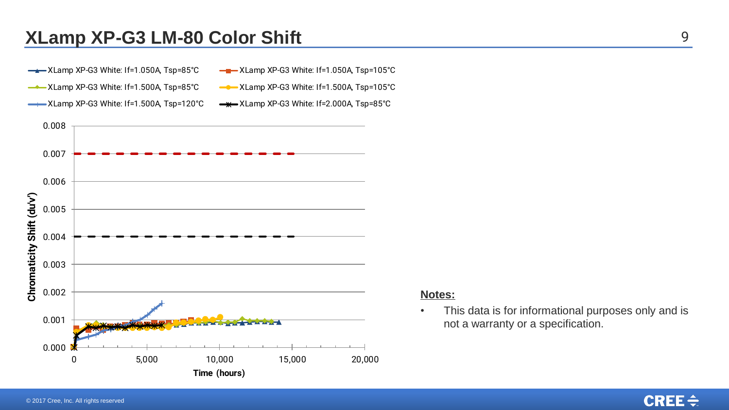# XLamp XP-G3 LM-80 Color Shift

XLamp XP-G3 White: If=1.050A, Tsp=85°C

XLamp XP-G3 White: If=1.050A, Tsp=105°C

XLamp XP-G3 White: If=1.500A, Tsp=85°C

XLamp XP-G3 White: If=1.500A, Tsp=105°C

XLamp XP-G3 White: If=1.500A, Tsp=120°C

XLamp XP-G3 White: If=2.000A, Tsp=85°C

Chromaticity Shift (du'v')

0.008
0.007
0.006
0.005
0.004
0.003
0.002
0.001
0.000

0
5,000
10,000
15,000
20,000

Time (hours)

**Notes:**

- This data is for informational purposes only and is not a warranty or a specification.

© 2017 Cree, Inc. All rights reserved